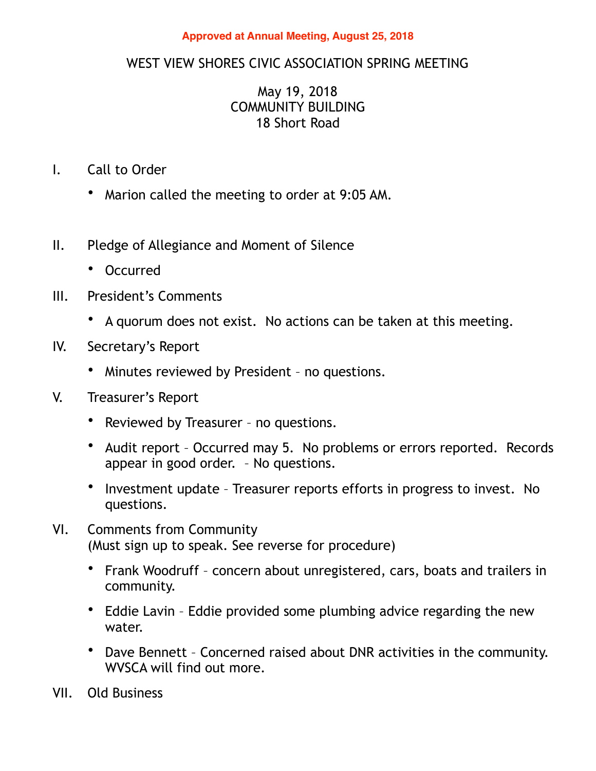**Approved at Annual Meeting, August 25, 2018**

# WEST VIEW SHORES CIVIC ASSOCIATION SPRING MEETING

May 19, 2018
COMMUNITY BUILDING
18 Short Road

I. Call to Order

- Marion called the meeting to order at 9:05 AM.

II. Pledge of Allegiance and Moment of Silence

- Occurred

III. President's Comments

- A quorum does not exist. No actions can be taken at this meeting.

IV. Secretary's Report

- Minutes reviewed by President – no questions.

V. Treasurer's Report

- Reviewed by Treasurer – no questions.
- Audit report – Occurred may 5. No problems or errors reported. Records appear in good order. – No questions.
- Investment update – Treasurer reports efforts in progress to invest. No questions.

VI. Comments from Community
(Must sign up to speak. See reverse for procedure)

- Frank Woodruff – concern about unregistered, cars, boats and trailers in community.
- Eddie Lavin – Eddie provided some plumbing advice regarding the new water.
- Dave Bennett – Concerned raised about DNR activities in the community. WVSCA will find out more.

VII. Old Business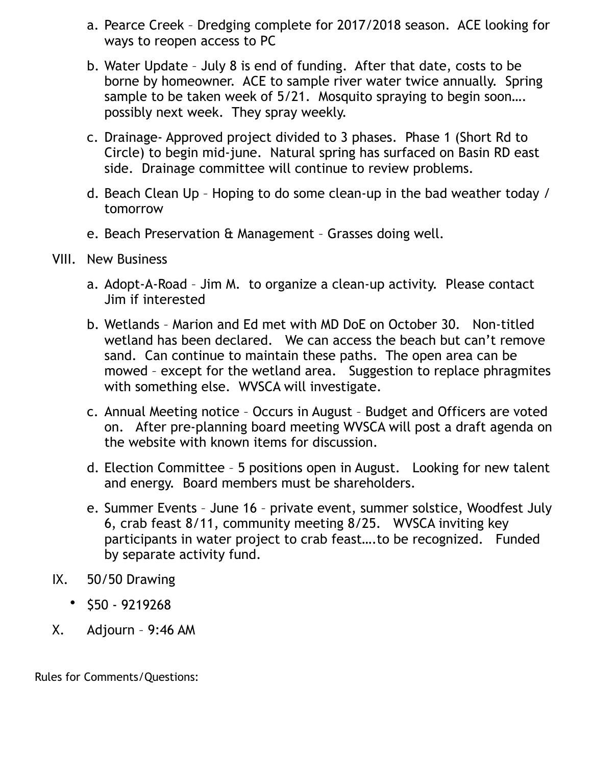a. Pearce Creek – Dredging complete for 2017/2018 season. ACE looking for ways to reopen access to PC

b. Water Update – July 8 is end of funding. After that date, costs to be borne by homeowner. ACE to sample river water twice annually. Spring sample to be taken week of 5/21. Mosquito spraying to begin soon…. possibly next week. They spray weekly.

c. Drainage- Approved project divided to 3 phases. Phase 1 (Short Rd to Circle) to begin mid-june. Natural spring has surfaced on Basin RD east side. Drainage committee will continue to review problems.

d. Beach Clean Up – Hoping to do some clean-up in the bad weather today / tomorrow

e. Beach Preservation & Management – Grasses doing well.

VIII. New Business

a. Adopt-A-Road – Jim M. to organize a clean-up activity. Please contact Jim if interested

b. Wetlands – Marion and Ed met with MD DoE on October 30. Non-titled wetland has been declared. We can access the beach but can't remove sand. Can continue to maintain these paths. The open area can be mowed – except for the wetland area. Suggestion to replace phragmites with something else. WVSCA will investigate.

c. Annual Meeting notice – Occurs in August – Budget and Officers are voted on. After pre-planning board meeting WVSCA will post a draft agenda on the website with known items for discussion.

d. Election Committee – 5 positions open in August. Looking for new talent and energy. Board members must be shareholders.

e. Summer Events – June 16 – private event, summer solstice, Woodfest July 6, crab feast 8/11, community meeting 8/25. WVSCA inviting key participants in water project to crab feast….to be recognized. Funded by separate activity fund.

IX. 50/50 Drawing

- $50 - 9219268

X. Adjourn – 9:46 AM

Rules for Comments/Questions: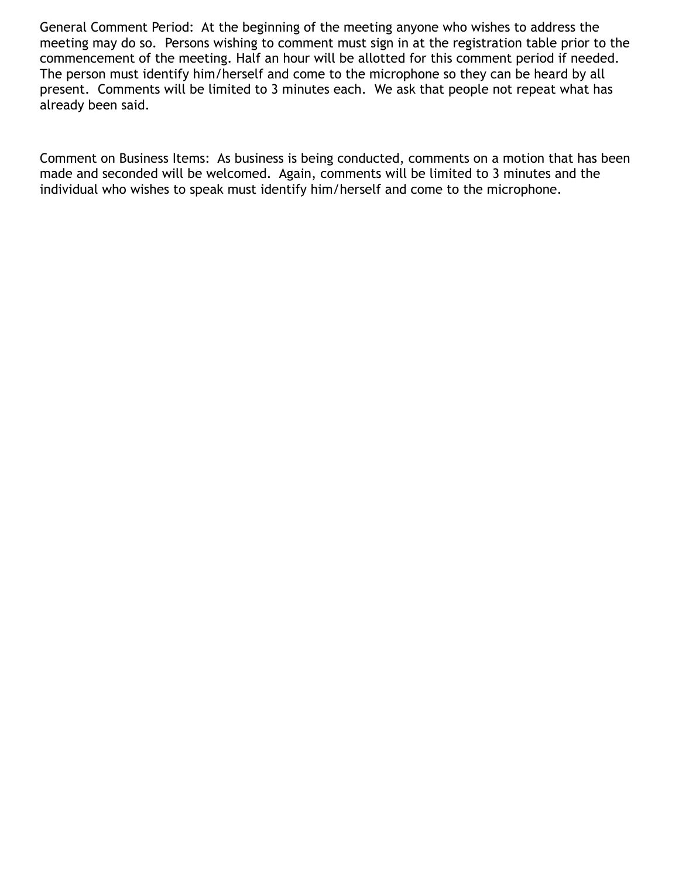General Comment Period: At the beginning of the meeting anyone who wishes to address the meeting may do so. Persons wishing to comment must sign in at the registration table prior to the commencement of the meeting. Half an hour will be allotted for this comment period if needed. The person must identify him/herself and come to the microphone so they can be heard by all present. Comments will be limited to 3 minutes each. We ask that people not repeat what has already been said.

Comment on Business Items: As business is being conducted, comments on a motion that has been made and seconded will be welcomed. Again, comments will be limited to 3 minutes and the individual who wishes to speak must identify him/herself and come to the microphone.